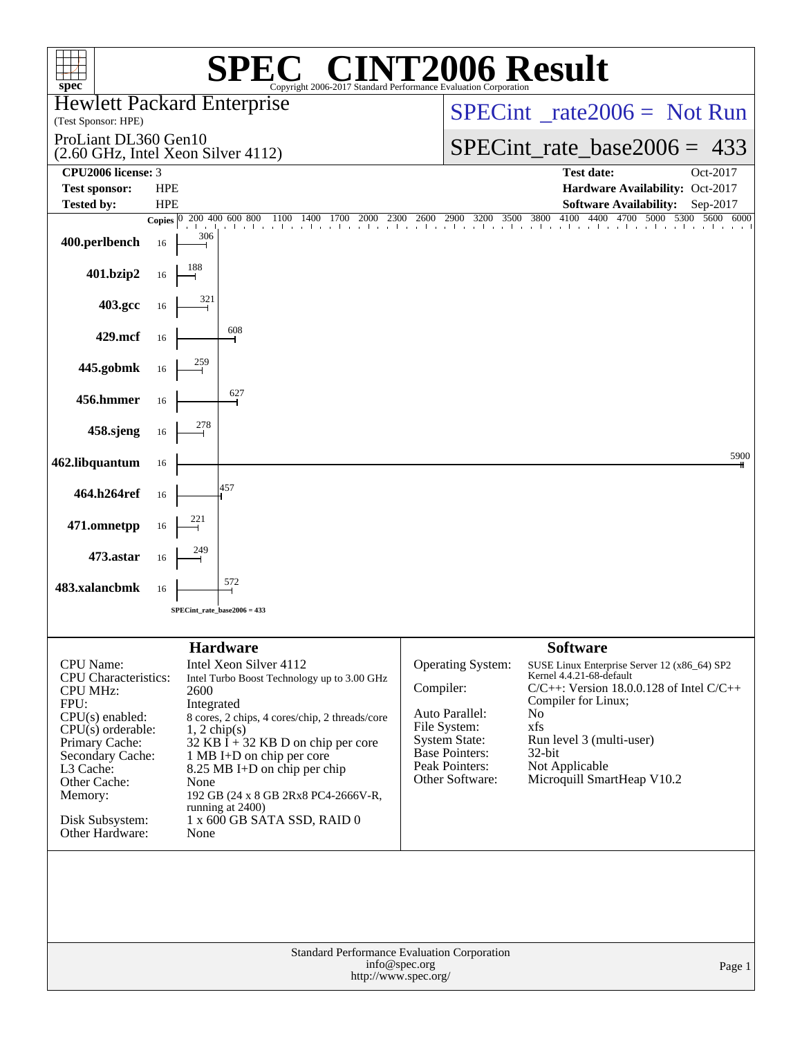# SPEC CINT2006 Result

Copyright 2006-2017 Standard Performance Evaluation Corporation

**Hewlett Packard Enterprise**
(Test Sponsor: HPE)

ProLiant DL360 Gen10
(2.60 GHz, Intel Xeon Silver 4112)

SPECint_rate2006 = Not Run

SPECint_rate_base2006 = 433

| | | | |
|---|---|---|---|
| **CPU2006 license:** | 3 | **Test date:** | Oct-2017 |
| **Test sponsor:** | HPE | **Hardware Availability:** | Oct-2017 |
| **Tested by:** | HPE | **Software Availability:** | Sep-2017 |

| Benchmark | Copies | Base Ratio |
|---|---|---|
| 400.perlbench | 16 | 306 |
| 401.bzip2 | 16 | 188 |
| 403.gcc | 16 | 321 |
| 429.mcf | 16 | 608 |
| 445.gobmk | 16 | 259 |
| 456.hmmer | 16 | 627 |
| 458.sjeng | 16 | 278 |
| 462.libquantum | 16 | 5900 |
| 464.h264ref | 16 | 457 |
| 471.omnetpp | 16 | 221 |
| 473.astar | 16 | 249 |
| 483.xalancbmk | 16 | 572 |

SPECint_rate_base2006 = 433

## Hardware

| | |
|---|---|
| CPU Name: | Intel Xeon Silver 4112 |
| CPU Characteristics: | Intel Turbo Boost Technology up to 3.00 GHz |
| CPU MHz: | 2600 |
| FPU: | Integrated |
| CPU(s) enabled: | 8 cores, 2 chips, 4 cores/chip, 2 threads/core |
| CPU(s) orderable: | 1, 2 chip(s) |
| Primary Cache: | 32 KB I + 32 KB D on chip per core |
| Secondary Cache: | 1 MB I+D on chip per core |
| L3 Cache: | 8.25 MB I+D on chip per chip |
| Other Cache: | None |
| Memory: | 192 GB (24 x 8 GB 2Rx8 PC4-2666V-R, running at 2400) |
| Disk Subsystem: | 1 x 600 GB SATA SSD, RAID 0 |
| Other Hardware: | None |

## Software

| | |
|---|---|
| Operating System: | SUSE Linux Enterprise Server 12 (x86_64) SP2 Kernel 4.4.21-68-default |
| Compiler: | C/C++: Version 18.0.0.128 of Intel C/C++ Compiler for Linux; |
| Auto Parallel: | No |
| File System: | xfs |
| System State: | Run level 3 (multi-user) |
| Base Pointers: | 32-bit |
| Peak Pointers: | Not Applicable |
| Other Software: | Microquill SmartHeap V10.2 |

Standard Performance Evaluation Corporation
info@spec.org
http://www.spec.org/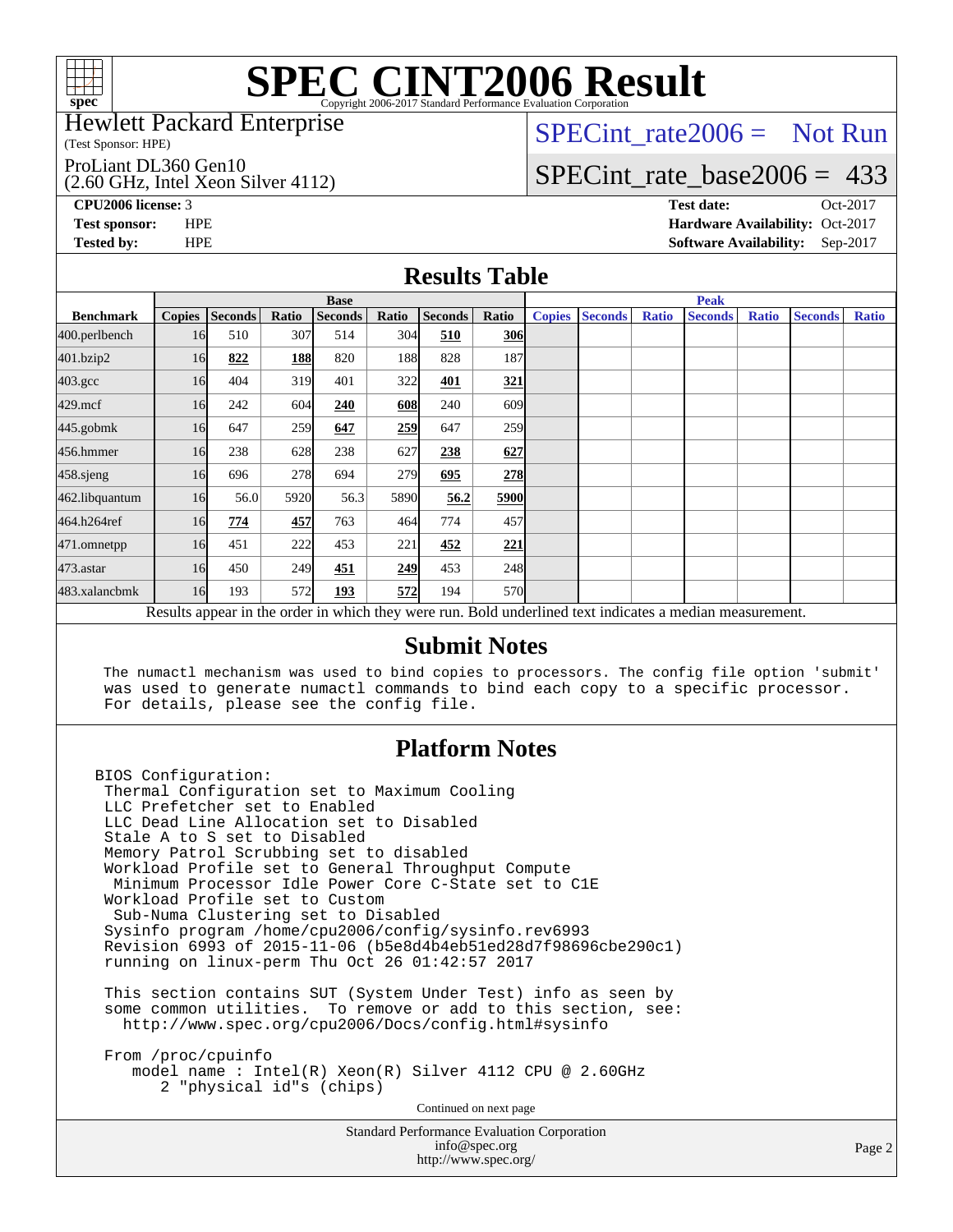# SPEC CINT2006 Result

Copyright 2006-2017 Standard Performance Evaluation Corporation

Hewlett Packard Enterprise
(Test Sponsor: HPE)

ProLiant DL360 Gen10
(2.60 GHz, Intel Xeon Silver 4112)

SPECint_rate2006 = Not Run

SPECint_rate_base2006 = 433

**CPU2006 license:** 3
**Test sponsor:** HPE
**Tested by:** HPE

**Test date:** Oct-2017
**Hardware Availability:** Oct-2017
**Software Availability:** Sep-2017

## Results Table

| Benchmark | Base | | | | | | | Peak | | | | | | |
|---|---|---|---|---|---|---|---|---|---|---|---|---|---|---|
| | Copies | Seconds | Ratio | Seconds | Ratio | Seconds | Ratio | Copies | Seconds | Ratio | Seconds | Ratio | Seconds | Ratio |
| 400.perlbench | 16 | 510 | 307 | 514 | 304 | **510** | **306** | | | | | | | |
| 401.bzip2 | 16 | **822** | **188** | 820 | 188 | 828 | 187 | | | | | | | |
| 403.gcc | 16 | 404 | 319 | 401 | 322 | **401** | **321** | | | | | | | |
| 429.mcf | 16 | 242 | 604 | **240** | **608** | 240 | 609 | | | | | | | |
| 445.gobmk | 16 | 647 | 259 | **647** | **259** | 647 | 259 | | | | | | | |
| 456.hmmer | 16 | 238 | 628 | 238 | 627 | **238** | **627** | | | | | | | |
| 458.sjeng | 16 | 696 | 278 | 694 | 279 | **695** | **278** | | | | | | | |
| 462.libquantum | 16 | 56.0 | 5920 | 56.3 | 5890 | **56.2** | **5900** | | | | | | | |
| 464.h264ref | 16 | **774** | **457** | 763 | 464 | 774 | 457 | | | | | | | |
| 471.omnetpp | 16 | 451 | 222 | 453 | 221 | **452** | **221** | | | | | | | |
| 473.astar | 16 | 450 | 249 | **451** | **249** | 453 | 248 | | | | | | | |
| 483.xalancbmk | 16 | 193 | 572 | **193** | **572** | 194 | 570 | | | | | | | |

Results appear in the order in which they were run. Bold underlined text indicates a median measurement.

## Submit Notes

```
The numactl mechanism was used to bind copies to processors. The config file option 'submit'
was used to generate numactl commands to bind each copy to a specific processor.
For details, please see the config file.
```

## Platform Notes

```
BIOS Configuration:
 Thermal Configuration set to Maximum Cooling
 LLC Prefetcher set to Enabled
 LLC Dead Line Allocation set to Disabled
 Stale A to S set to Disabled
 Memory Patrol Scrubbing set to disabled
 Workload Profile set to General Throughput Compute
  Minimum Processor Idle Power Core C-State set to C1E
 Workload Profile set to Custom
  Sub-Numa Clustering set to Disabled
 Sysinfo program /home/cpu2006/config/sysinfo.rev6993
 Revision 6993 of 2015-11-06 (b5e8d4b4eb51ed28d7f98696cbe290c1)
 running on linux-perm Thu Oct 26 01:42:57 2017

 This section contains SUT (System Under Test) info as seen by
 some common utilities.  To remove or add to this section, see:
   http://www.spec.org/cpu2006/Docs/config.html#sysinfo

 From /proc/cpuinfo
    model name : Intel(R) Xeon(R) Silver 4112 CPU @ 2.60GHz
       2 "physical id"s (chips)
```

Continued on next page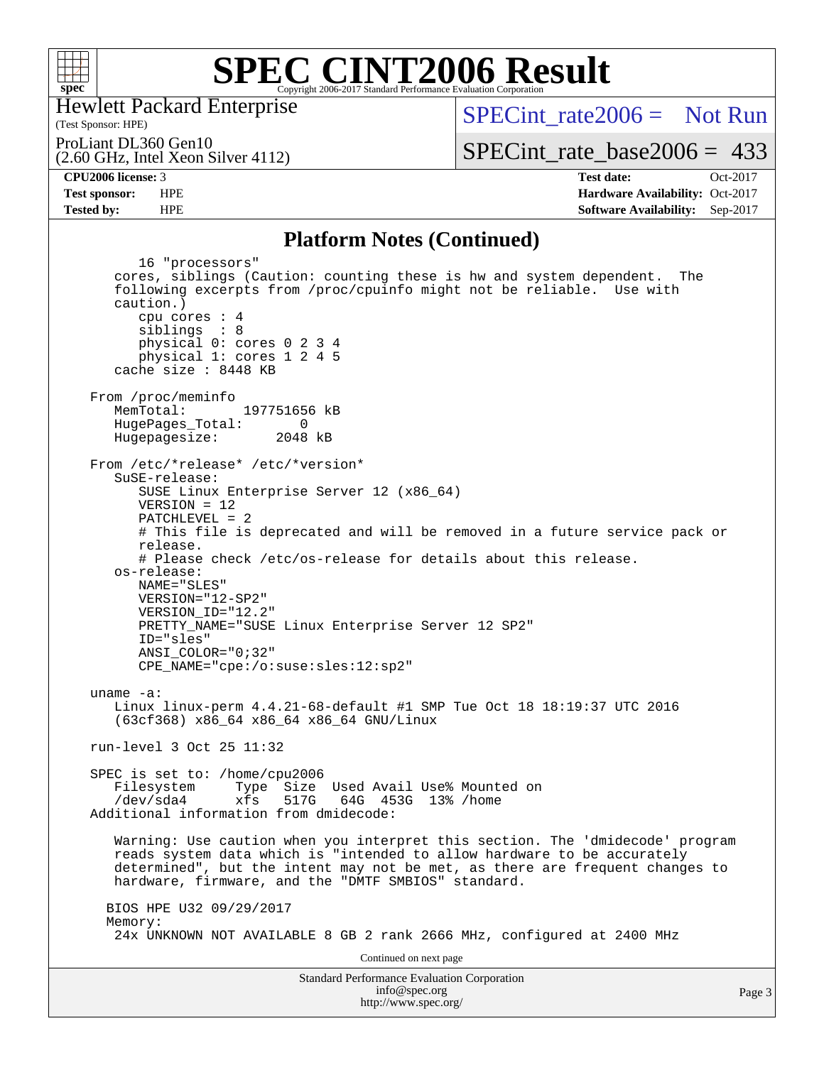# SPEC CINT2006 Result

Copyright 2006-2017 Standard Performance Evaluation Corporation

Hewlett Packard Enterprise
(Test Sponsor: HPE)

ProLiant DL360 Gen10
(2.60 GHz, Intel Xeon Silver 4112)

SPECint_rate2006 = Not Run

SPECint_rate_base2006 = 433

| CPU2006 license: 3 | | Test date: | Oct-2017 |
|---|---|---|---|
| Test sponsor: | HPE | Hardware Availability: | Oct-2017 |
| Tested by: | HPE | Software Availability: | Sep-2017 |

## Platform Notes (Continued)

```
         16 "processors"
      cores, siblings (Caution: counting these is hw and system dependent.  The
      following excerpts from /proc/cpuinfo might not be reliable.  Use with
      caution.)
         cpu cores : 4
         siblings  : 8
         physical 0: cores 0 2 3 4
         physical 1: cores 1 2 4 5
      cache size : 8448 KB

   From /proc/meminfo
      MemTotal:       197751656 kB
      HugePages_Total:       0
      Hugepagesize:       2048 kB

   From /etc/*release* /etc/*version*
      SuSE-release:
         SUSE Linux Enterprise Server 12 (x86_64)
         VERSION = 12
         PATCHLEVEL = 2
         # This file is deprecated and will be removed in a future service pack or
         release.
         # Please check /etc/os-release for details about this release.
      os-release:
         NAME="SLES"
         VERSION="12-SP2"
         VERSION_ID="12.2"
         PRETTY_NAME="SUSE Linux Enterprise Server 12 SP2"
         ID="sles"
         ANSI_COLOR="0;32"
         CPE_NAME="cpe:/o:suse:sles:12:sp2"

   uname -a:
      Linux linux-perm 4.4.21-68-default #1 SMP Tue Oct 18 18:19:37 UTC 2016
      (63cf368) x86_64 x86_64 x86_64 GNU/Linux

   run-level 3 Oct 25 11:32

   SPEC is set to: /home/cpu2006
      Filesystem     Type  Size  Used Avail Use% Mounted on
      /dev/sda4      xfs   517G   64G  453G  13% /home
   Additional information from dmidecode:

      Warning: Use caution when you interpret this section. The 'dmidecode' program
      reads system data which is "intended to allow hardware to be accurately
      determined", but the intent may not be met, as there are frequent changes to
      hardware, firmware, and the "DMTF SMBIOS" standard.

     BIOS HPE U32 09/29/2017
     Memory:
      24x UNKNOWN NOT AVAILABLE 8 GB 2 rank 2666 MHz, configured at 2400 MHz
```

Continued on next page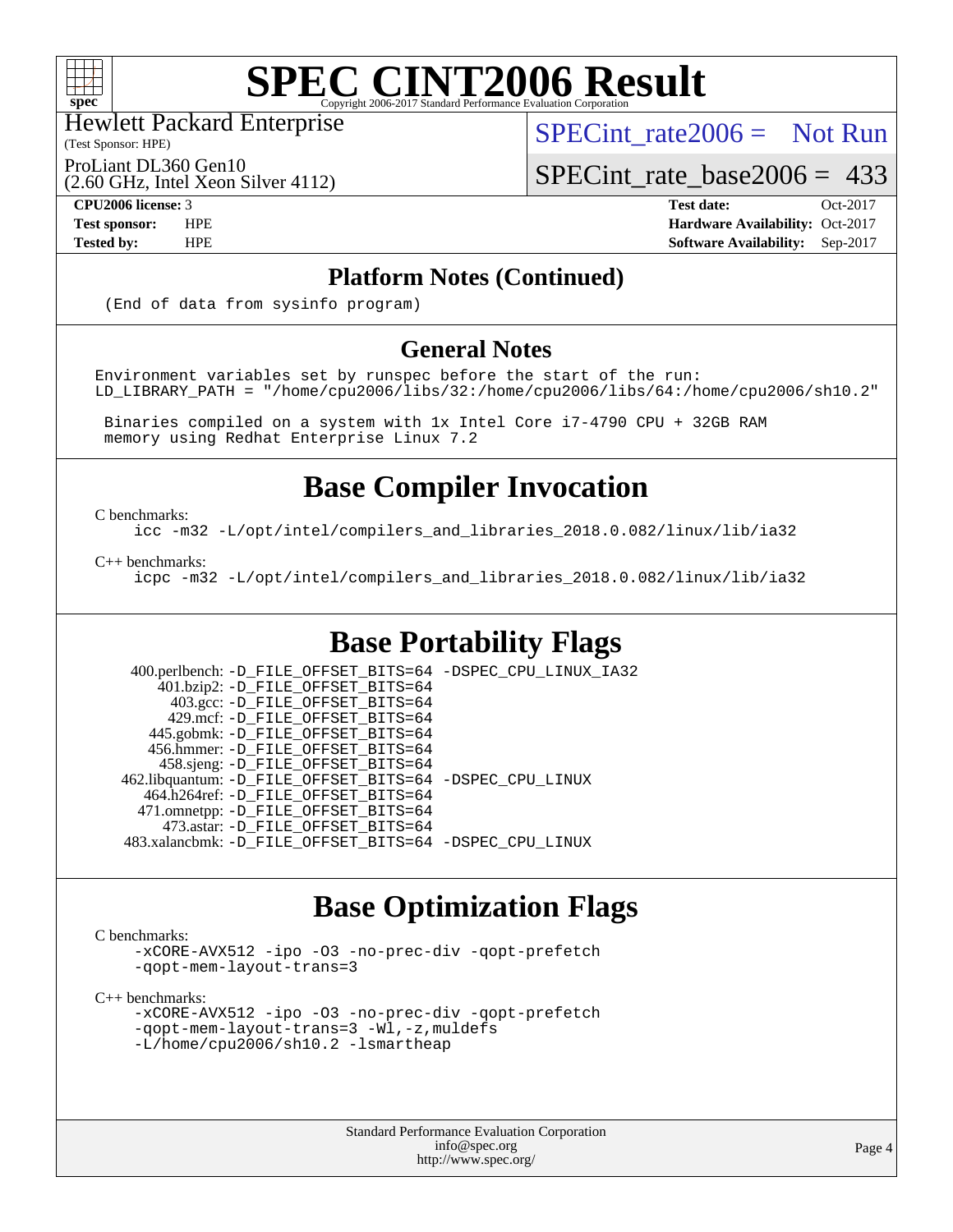# SPEC CINT2006 Result

Hewlett Packard Enterprise
(Test Sponsor: HPE)

ProLiant DL360 Gen10
(2.60 GHz, Intel Xeon Silver 4112)

SPECint_rate2006 = Not Run

SPECint_rate_base2006 = 433

**CPU2006 license:** 3
**Test sponsor:** HPE
**Tested by:** HPE

**Test date:** Oct-2017
**Hardware Availability:** Oct-2017
**Software Availability:** Sep-2017

## Platform Notes (Continued)

```
(End of data from sysinfo program)
```

## General Notes

```
Environment variables set by runspec before the start of the run:
LD_LIBRARY_PATH = "/home/cpu2006/libs/32:/home/cpu2006/libs/64:/home/cpu2006/sh10.2"

 Binaries compiled on a system with 1x Intel Core i7-4790 CPU + 32GB RAM
 memory using Redhat Enterprise Linux 7.2
```

## Base Compiler Invocation

C benchmarks:
```
icc -m32 -L/opt/intel/compilers_and_libraries_2018.0.082/linux/lib/ia32
```

C++ benchmarks:
```
icpc -m32 -L/opt/intel/compilers_and_libraries_2018.0.082/linux/lib/ia32
```

## Base Portability Flags

| | |
|---|---|
| 400.perlbench: | -D_FILE_OFFSET_BITS=64 -DSPEC_CPU_LINUX_IA32 |
| 401.bzip2: | -D_FILE_OFFSET_BITS=64 |
| 403.gcc: | -D_FILE_OFFSET_BITS=64 |
| 429.mcf: | -D_FILE_OFFSET_BITS=64 |
| 445.gobmk: | -D_FILE_OFFSET_BITS=64 |
| 456.hmmer: | -D_FILE_OFFSET_BITS=64 |
| 458.sjeng: | -D_FILE_OFFSET_BITS=64 |
| 462.libquantum: | -D_FILE_OFFSET_BITS=64 -DSPEC_CPU_LINUX |
| 464.h264ref: | -D_FILE_OFFSET_BITS=64 |
| 471.omnetpp: | -D_FILE_OFFSET_BITS=64 |
| 473.astar: | -D_FILE_OFFSET_BITS=64 |
| 483.xalancbmk: | -D_FILE_OFFSET_BITS=64 -DSPEC_CPU_LINUX |

## Base Optimization Flags

C benchmarks:
```
-xCORE-AVX512 -ipo -O3 -no-prec-div -qopt-prefetch
-qopt-mem-layout-trans=3
```

C++ benchmarks:
```
-xCORE-AVX512 -ipo -O3 -no-prec-div -qopt-prefetch
-qopt-mem-layout-trans=3 -Wl,-z,muldefs
-L/home/cpu2006/sh10.2 -lsmartheap
```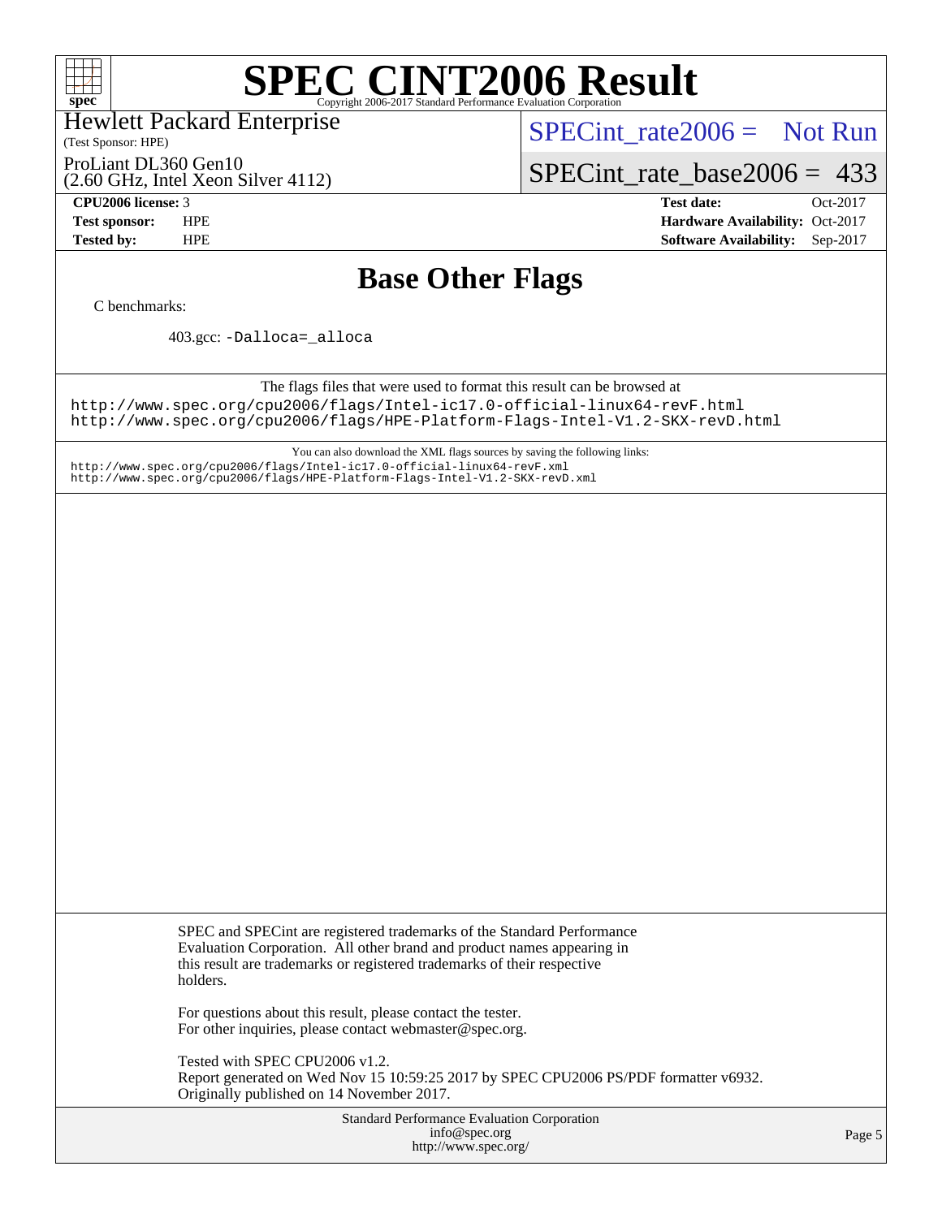# SPEC CINT2006 Result

Copyright 2006-2017 Standard Performance Evaluation Corporation

Hewlett Packard Enterprise

(Test Sponsor: HPE)

ProLiant DL360 Gen10

(2.60 GHz, Intel Xeon Silver 4112)

SPECint_rate2006 = Not Run

SPECint_rate_base2006 = 433

**CPU2006 license:** 3

**Test sponsor:** HPE

**Tested by:** HPE

**Test date:** Oct-2017

**Hardware Availability:** Oct-2017

**Software Availability:** Sep-2017

## Base Other Flags

C benchmarks:

403.gcc: -Dalloca=_alloca

The flags files that were used to format this result can be browsed at

http://www.spec.org/cpu2006/flags/Intel-ic17.0-official-linux64-revF.html
http://www.spec.org/cpu2006/flags/HPE-Platform-Flags-Intel-V1.2-SKX-revD.html

You can also download the XML flags sources by saving the following links:

http://www.spec.org/cpu2006/flags/Intel-ic17.0-official-linux64-revF.xml
http://www.spec.org/cpu2006/flags/HPE-Platform-Flags-Intel-V1.2-SKX-revD.xml

SPEC and SPECint are registered trademarks of the Standard Performance Evaluation Corporation. All other brand and product names appearing in this result are trademarks or registered trademarks of their respective holders.

For questions about this result, please contact the tester.
For other inquiries, please contact webmaster@spec.org.

Tested with SPEC CPU2006 v1.2.
Report generated on Wed Nov 15 10:59:25 2017 by SPEC CPU2006 PS/PDF formatter v6932.
Originally published on 14 November 2017.

Standard Performance Evaluation Corporation
info@spec.org
http://www.spec.org/